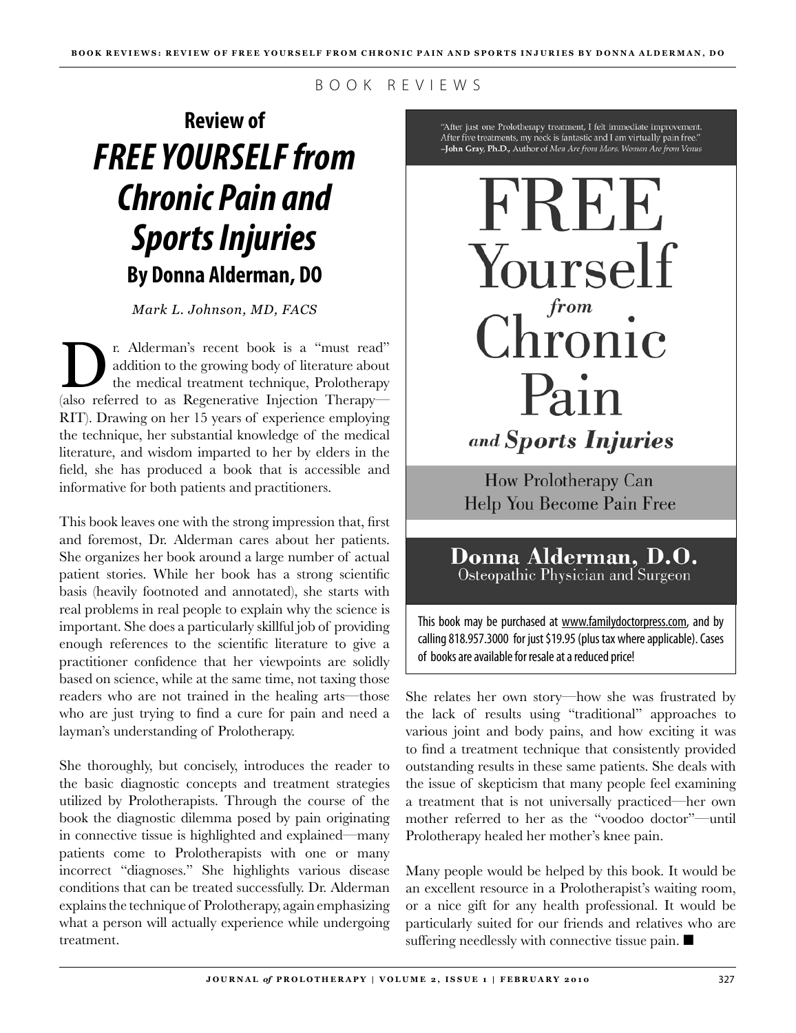BOOK REVIEWS

# Review of *FREE YOURSELF from Chronic Pain and Sports Injuries* By Donna Alderman, DO

*Mark L. Johnson, MD, FACS*

Dr. Alderman's recent book is a "must read" addition to the growing body of literature about the medical treatment technique, Prolotherapy (also referred to as Regenerative Injection Therapy—RIT). Drawing on her 15 years of experience employing the technique, her substantial knowledge of the medical literature, and wisdom imparted to her by elders in the field, she has produced a book that is accessible and informative for both patients and practitioners.

This book leaves one with the strong impression that, first and foremost, Dr. Alderman cares about her patients. She organizes her book around a large number of actual patient stories. While her book has a strong scientific basis (heavily footnoted and annotated), she starts with real problems in real people to explain why the science is important. She does a particularly skillful job of providing enough references to the scientific literature to give a practitioner confidence that her viewpoints are solidly based on science, while at the same time, not taxing those readers who are not trained in the healing arts—those who are just trying to find a cure for pain and need a layman's understanding of Prolotherapy.

She thoroughly, but concisely, introduces the reader to the basic diagnostic concepts and treatment strategies utilized by Prolotherapists. Through the course of the book the diagnostic dilemma posed by pain originating in connective tissue is highlighted and explained—many patients come to Prolotherapists with one or many incorrect "diagnoses." She highlights various disease conditions that can be treated successfully. Dr. Alderman explains the technique of Prolotherapy, again emphasizing what a person will actually experience while undergoing treatment.

"After just one Prolotherapy treatment, I felt immediate improvement. After five treatments, my neck is fantastic and I am virtually pain free."
–**John Gray, Ph.D.,** Author of *Men Are from Mars, Woman Are from Venus*

**FREE Yourself from Chronic Pain and Sports Injuries**

How Prolotherapy Can Help You Become Pain Free

**Donna Alderman, D.O.**
Osteopathic Physician and Surgeon

This book may be purchased at www.familydoctorpress.com, and by calling 818.957.3000 for just $19.95 (plus tax where applicable). Cases of books are available for resale at a reduced price!

She relates her own story—how she was frustrated by the lack of results using "traditional" approaches to various joint and body pains, and how exciting it was to find a treatment technique that consistently provided outstanding results in these same patients. She deals with the issue of skepticism that many people feel examining a treatment that is not universally practiced—her own mother referred to her as the "voodoo doctor"—until Prolotherapy healed her mother's knee pain.

Many people would be helped by this book. It would be an excellent resource in a Prolotherapist's waiting room, or a nice gift for any health professional. It would be particularly suited for our friends and relatives who are suffering needlessly with connective tissue pain. ■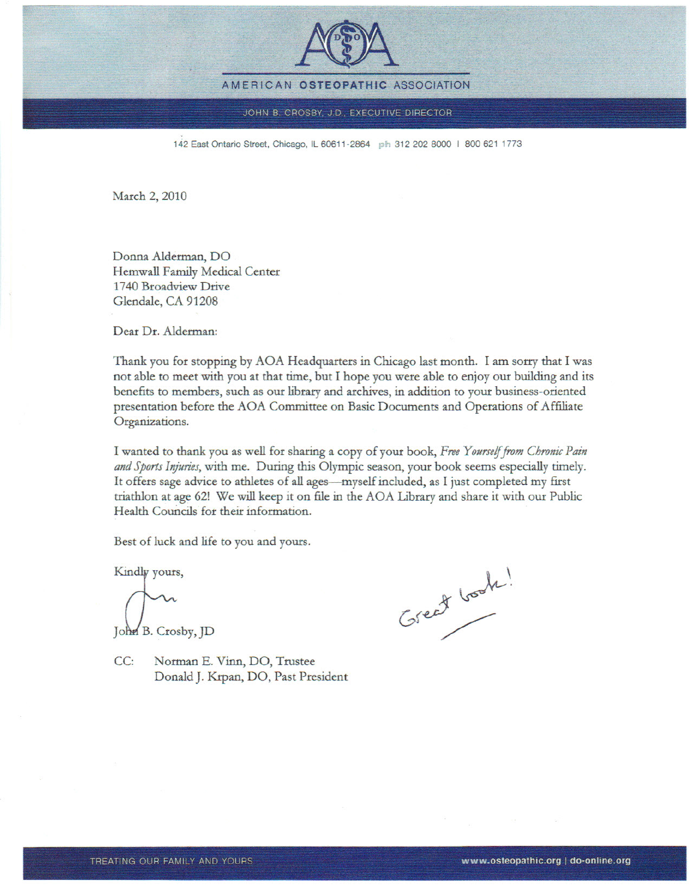AMERICAN **OSTEOPATHIC** ASSOCIATION

JOHN B. CROSBY, J.D., EXECUTIVE DIRECTOR

142 East Ontario Street, Chicago, IL 60611-2864 ph 312 202 8000 | 800 621 1773

March 2, 2010

Donna Alderman, DO
Hemwall Family Medical Center
1740 Broadview Drive
Glendale, CA 91208

Dear Dr. Alderman:

Thank you for stopping by AOA Headquarters in Chicago last month. I am sorry that I was not able to meet with you at that time, but I hope you were able to enjoy our building and its benefits to members, such as our library and archives, in addition to your business-oriented presentation before the AOA Committee on Basic Documents and Operations of Affiliate Organizations.

I wanted to thank you as well for sharing a copy of your book, *Free Yourself from Chronic Pain and Sports Injuries*, with me. During this Olympic season, your book seems especially timely. It offers sage advice to athletes of all ages—myself included, as I just completed my first triathlon at age 62! We will keep it on file in the AOA Library and share it with our Public Health Councils for their information.

Best of luck and life to you and yours.

Kindly yours,

John B. Crosby, JD

Great book!

CC: Norman E. Vinn, DO, Trustee
Donald J. Krpan, DO, Past President

TREATING OUR FAMILY AND YOURS

www.osteopathic.org | do-online.org